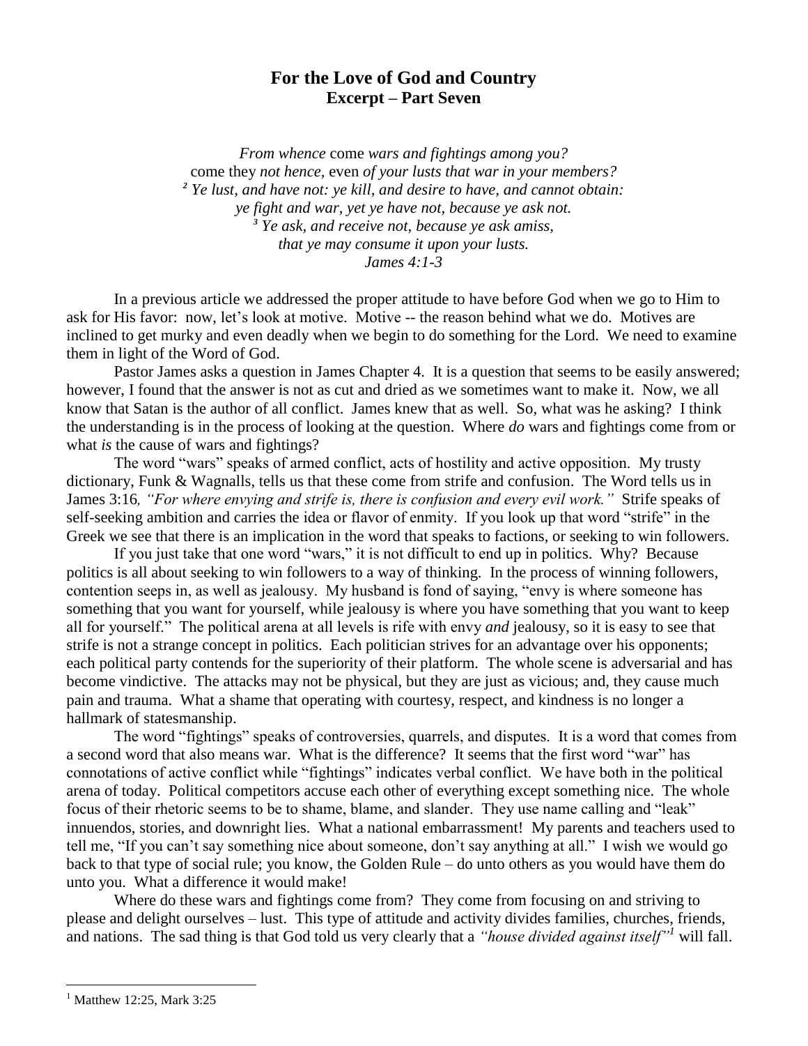# For the Love of God and Country
## Excerpt – Part Seven

*From whence* come *wars and fightings among you?*
come they *not hence,* even *of your lusts that war in your members?*
*² Ye lust, and have not: ye kill, and desire to have, and cannot obtain:*
*ye fight and war, yet ye have not, because ye ask not.*
*³ Ye ask, and receive not, because ye ask amiss,*
*that ye may consume it upon your lusts.*
*James 4:1-3*

In a previous article we addressed the proper attitude to have before God when we go to Him to ask for His favor: now, let's look at motive. Motive -- the reason behind what we do. Motives are inclined to get murky and even deadly when we begin to do something for the Lord. We need to examine them in light of the Word of God.

Pastor James asks a question in James Chapter 4. It is a question that seems to be easily answered; however, I found that the answer is not as cut and dried as we sometimes want to make it. Now, we all know that Satan is the author of all conflict. James knew that as well. So, what was he asking? I think the understanding is in the process of looking at the question. Where *do* wars and fightings come from or what *is* the cause of wars and fightings?

The word "wars" speaks of armed conflict, acts of hostility and active opposition. My trusty dictionary, Funk & Wagnalls, tells us that these come from strife and confusion. The Word tells us in James 3:16*, "For where envying and strife is, there is confusion and every evil work."* Strife speaks of self-seeking ambition and carries the idea or flavor of enmity. If you look up that word "strife" in the Greek we see that there is an implication in the word that speaks to factions, or seeking to win followers.

If you just take that one word "wars," it is not difficult to end up in politics. Why? Because politics is all about seeking to win followers to a way of thinking. In the process of winning followers, contention seeps in, as well as jealousy. My husband is fond of saying, "envy is where someone has something that you want for yourself, while jealousy is where you have something that you want to keep all for yourself." The political arena at all levels is rife with envy *and* jealousy, so it is easy to see that strife is not a strange concept in politics. Each politician strives for an advantage over his opponents; each political party contends for the superiority of their platform. The whole scene is adversarial and has become vindictive. The attacks may not be physical, but they are just as vicious; and, they cause much pain and trauma. What a shame that operating with courtesy, respect, and kindness is no longer a hallmark of statesmanship.

The word "fightings" speaks of controversies, quarrels, and disputes. It is a word that comes from a second word that also means war. What is the difference? It seems that the first word "war" has connotations of active conflict while "fightings" indicates verbal conflict. We have both in the political arena of today. Political competitors accuse each other of everything except something nice. The whole focus of their rhetoric seems to be to shame, blame, and slander. They use name calling and "leak" innuendos, stories, and downright lies. What a national embarrassment! My parents and teachers used to tell me, "If you can't say something nice about someone, don't say anything at all." I wish we would go back to that type of social rule; you know, the Golden Rule – do unto others as you would have them do unto you. What a difference it would make!

Where do these wars and fightings come from? They come from focusing on and striving to please and delight ourselves – lust. This type of attitude and activity divides families, churches, friends, and nations. The sad thing is that God told us very clearly that a *"house divided against itself"*[1] will fall.

[1] Matthew 12:25, Mark 3:25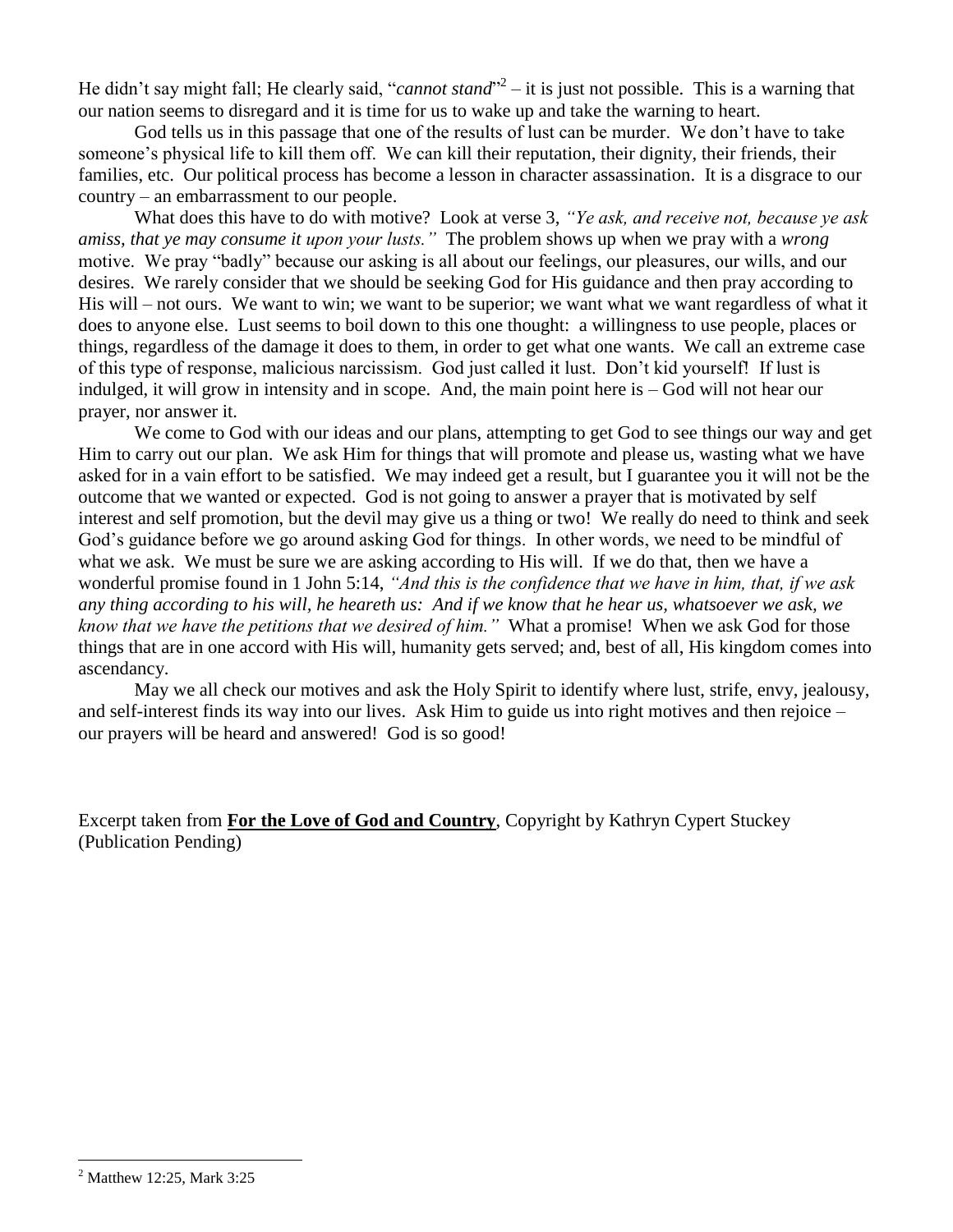He didn't say might fall; He clearly said, "*cannot stand*"[2] – it is just not possible. This is a warning that our nation seems to disregard and it is time for us to wake up and take the warning to heart.

God tells us in this passage that one of the results of lust can be murder. We don't have to take someone's physical life to kill them off. We can kill their reputation, their dignity, their friends, their families, etc. Our political process has become a lesson in character assassination. It is a disgrace to our country – an embarrassment to our people.

What does this have to do with motive? Look at verse 3, *"Ye ask, and receive not, because ye ask amiss, that ye may consume it upon your lusts."* The problem shows up when we pray with a *wrong* motive. We pray "badly" because our asking is all about our feelings, our pleasures, our wills, and our desires. We rarely consider that we should be seeking God for His guidance and then pray according to His will – not ours. We want to win; we want to be superior; we want what we want regardless of what it does to anyone else. Lust seems to boil down to this one thought: a willingness to use people, places or things, regardless of the damage it does to them, in order to get what one wants. We call an extreme case of this type of response, malicious narcissism. God just called it lust. Don't kid yourself! If lust is indulged, it will grow in intensity and in scope. And, the main point here is – God will not hear our prayer, nor answer it.

We come to God with our ideas and our plans, attempting to get God to see things our way and get Him to carry out our plan. We ask Him for things that will promote and please us, wasting what we have asked for in a vain effort to be satisfied. We may indeed get a result, but I guarantee you it will not be the outcome that we wanted or expected. God is not going to answer a prayer that is motivated by self interest and self promotion, but the devil may give us a thing or two! We really do need to think and seek God's guidance before we go around asking God for things. In other words, we need to be mindful of what we ask. We must be sure we are asking according to His will. If we do that, then we have a wonderful promise found in 1 John 5:14, *"And this is the confidence that we have in him, that, if we ask any thing according to his will, he heareth us: And if we know that he hear us, whatsoever we ask, we know that we have the petitions that we desired of him."* What a promise! When we ask God for those things that are in one accord with His will, humanity gets served; and, best of all, His kingdom comes into ascendancy.

May we all check our motives and ask the Holy Spirit to identify where lust, strife, envy, jealousy, and self-interest finds its way into our lives. Ask Him to guide us into right motives and then rejoice – our prayers will be heard and answered! God is so good!

Excerpt taken from **For the Love of God and Country**, Copyright by Kathryn Cypert Stuckey (Publication Pending)

[2] Matthew 12:25, Mark 3:25